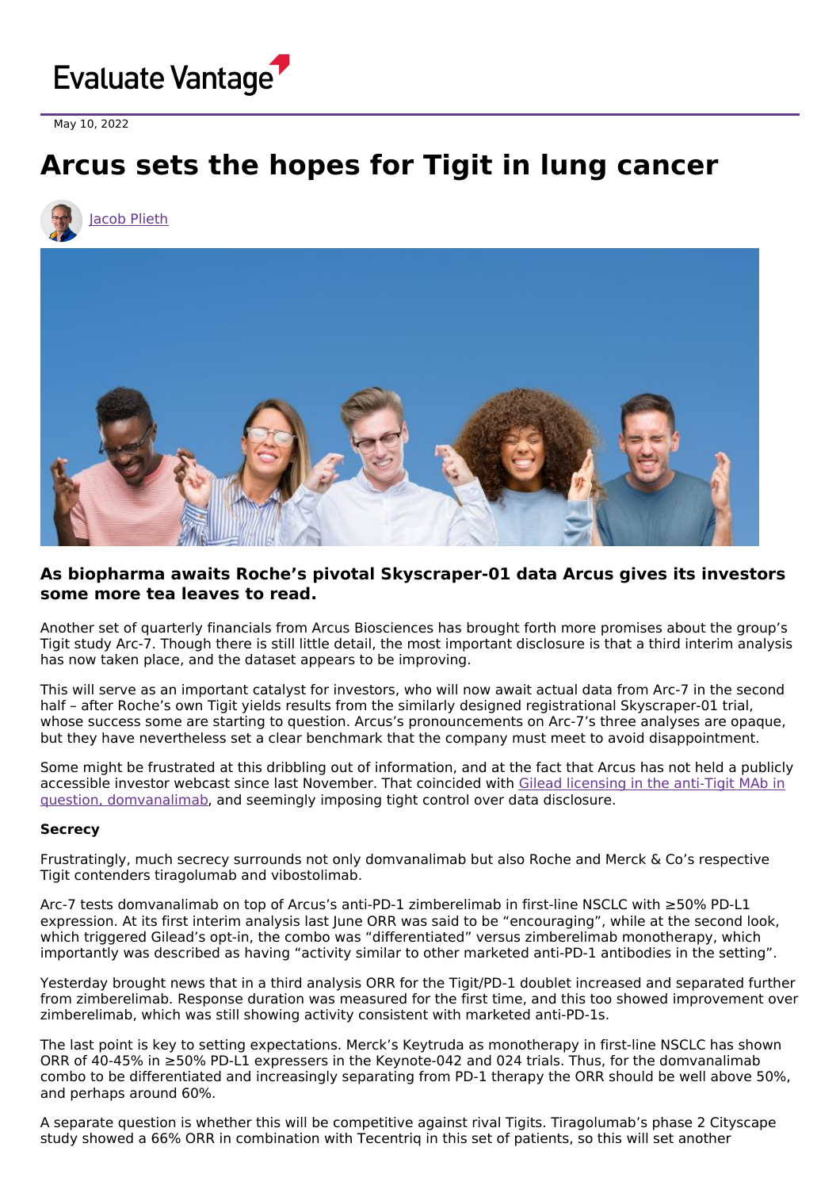May 10, 2022

# Arcus sets the hopes for Tigit in lung cancer

Jacob Plieth

### As biopharma awaits Roche's pivotal Skyscraper-01 data Arcus gives its investors some more tea leaves to read.

Another set of quarterly financials from Arcus Biosciences has brought forth more promises about the group's Tigit study Arc-7. Though there is still little detail, the most important disclosure is that a third interim analysis has now taken place, and the dataset appears to be improving.

This will serve as an important catalyst for investors, who will now await actual data from Arc-7 in the second half – after Roche's own Tigit yields results from the similarly designed registrational Skyscraper-01 trial, whose success some are starting to question. Arcus's pronouncements on Arc-7's three analyses are opaque, but they have nevertheless set a clear benchmark that the company must meet to avoid disappointment.

Some might be frustrated at this dribbling out of information, and at the fact that Arcus has not held a publicly accessible investor webcast since last November. That coincided with Gilead licensing in the anti-Tigit MAb in question, domvanalimab, and seemingly imposing tight control over data disclosure.

**Secrecy**

Frustratingly, much secrecy surrounds not only domvanalimab but also Roche and Merck & Co's respective Tigit contenders tiragolumab and vibostolimab.

Arc-7 tests domvanalimab on top of Arcus's anti-PD-1 zimberelimab in first-line NSCLC with ≥50% PD-L1 expression. At its first interim analysis last June ORR was said to be "encouraging", while at the second look, which triggered Gilead's opt-in, the combo was "differentiated" versus zimberelimab monotherapy, which importantly was described as having "activity similar to other marketed anti-PD-1 antibodies in the setting".

Yesterday brought news that in a third analysis ORR for the Tigit/PD-1 doublet increased and separated further from zimberelimab. Response duration was measured for the first time, and this too showed improvement over zimberelimab, which was still showing activity consistent with marketed anti-PD-1s.

The last point is key to setting expectations. Merck's Keytruda as monotherapy in first-line NSCLC has shown ORR of 40-45% in ≥50% PD-L1 expressers in the Keynote-042 and 024 trials. Thus, for the domvanalimab combo to be differentiated and increasingly separating from PD-1 therapy the ORR should be well above 50%, and perhaps around 60%.

A separate question is whether this will be competitive against rival Tigits. Tiragolumab's phase 2 Cityscape study showed a 66% ORR in combination with Tecentriq in this set of patients, so this will set another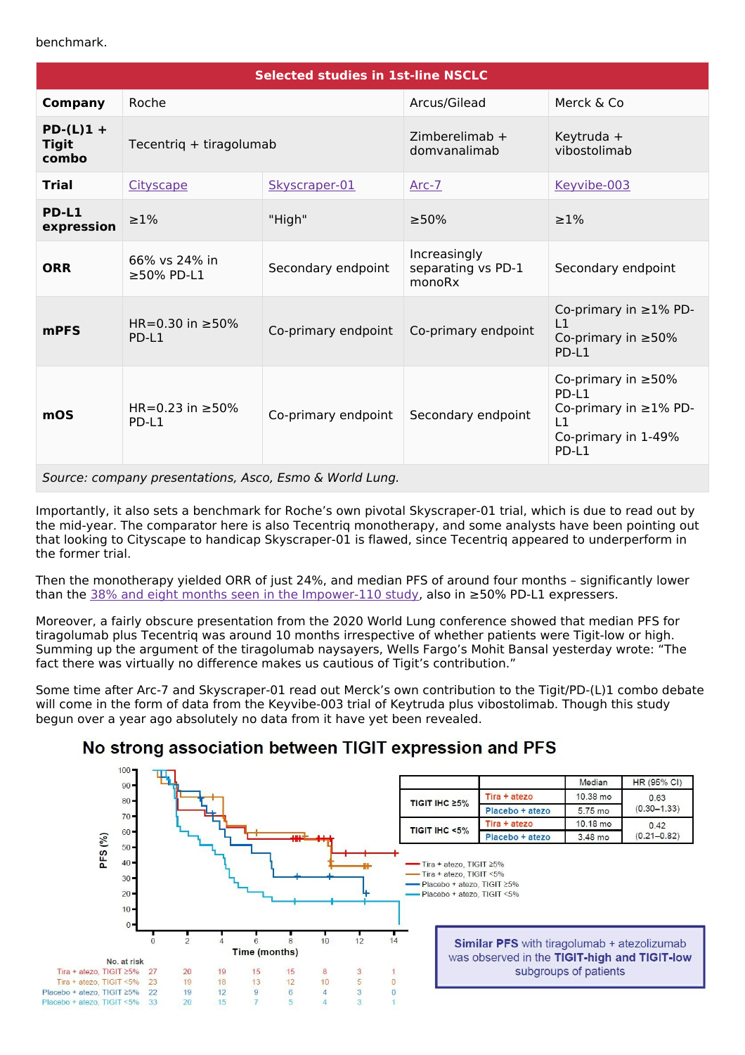benchmark.

| Selected studies in 1st-line NSCLC | | | | |
|---|---|---|---|---|
| **Company** | Roche | | Arcus/Gilead | Merck & Co |
| **PD-(L)1 + Tigit combo** | Tecentriq + tiragolumab | | Zimberelimab + domvanalimab | Keytruda + vibostolimab |
| **Trial** | Cityscape | Skyscraper-01 | Arc-7 | Keyvibe-003 |
| **PD-L1 expression** | ≥1% | "High" | ≥50% | ≥1% |
| **ORR** | 66% vs 24% in ≥50% PD-L1 | Secondary endpoint | Increasingly separating vs PD-1 monoRx | Secondary endpoint |
| **mPFS** | HR=0.30 in ≥50% PD-L1 | Co-primary endpoint | Co-primary endpoint | Co-primary in ≥1% PD-L1<br>Co-primary in ≥50% PD-L1 |
| **mOS** | HR=0.23 in ≥50% PD-L1 | Co-primary endpoint | Secondary endpoint | Co-primary in ≥50% PD-L1<br>Co-primary in ≥1% PD-L1<br>Co-primary in 1-49% PD-L1 |

*Source: company presentations, Asco, Esmo & World Lung.*

Importantly, it also sets a benchmark for Roche's own pivotal Skyscraper-01 trial, which is due to read out by the mid-year. The comparator here is also Tecentriq monotherapy, and some analysts have been pointing out that looking to Cityscape to handicap Skyscraper-01 is flawed, since Tecentriq appeared to underperform in the former trial.

Then the monotherapy yielded ORR of just 24%, and median PFS of around four months – significantly lower than the 38% and eight months seen in the Impower-110 study, also in ≥50% PD-L1 expressers.

Moreover, a fairly obscure presentation from the 2020 World Lung conference showed that median PFS for tiragolumab plus Tecentriq was around 10 months irrespective of whether patients were Tigit-low or high. Summing up the argument of the tiragolumab naysayers, Wells Fargo's Mohit Bansal yesterday wrote: "The fact there was virtually no difference makes us cautious of Tigit's contribution."

Some time after Arc-7 and Skyscraper-01 read out Merck's own contribution to the Tigit/PD-(L)1 combo debate will come in the form of data from the Keyvibe-003 trial of Keytruda plus vibostolimab. Though this study begun over a year ago absolutely no data from it have yet been revealed.

## No strong association between TIGIT expression and PFS

| | | Median | HR (95% CI) |
|---|---|---|---|
| TIGIT IHC ≥5% | Tira + atezo | 10.38 mo | 0.63 (0.30–1.33) |
| | Placebo + atezo | 5.75 mo | |
| TIGIT IHC <5% | Tira + atezo | 10.18 mo | 0.42 (0.21–0.82) |
| | Placebo + atezo | 3.48 mo | |

No. at risk

| Time (months) | 0 | 2 | 4 | 6 | 8 | 10 | 12 | 14 |
|---|---|---|---|---|---|---|---|---|
| Tira + atezo, TIGIT ≥5% | 27 | 20 | 19 | 15 | 15 | 8 | 3 | 1 |
| Tira + atezo, TIGIT <5% | 23 | 19 | 18 | 13 | 12 | 10 | 5 | 0 |
| Placebo + atezo, TIGIT ≥5% | 22 | 19 | 12 | 9 | 6 | 4 | 3 | 0 |
| Placebo + atezo, TIGIT <5% | 33 | 20 | 15 | 7 | 5 | 4 | 3 | 1 |

**Similar PFS** with tiragolumab + atezolizumab was observed in the **TIGIT-high and TIGIT-low** subgroups of patients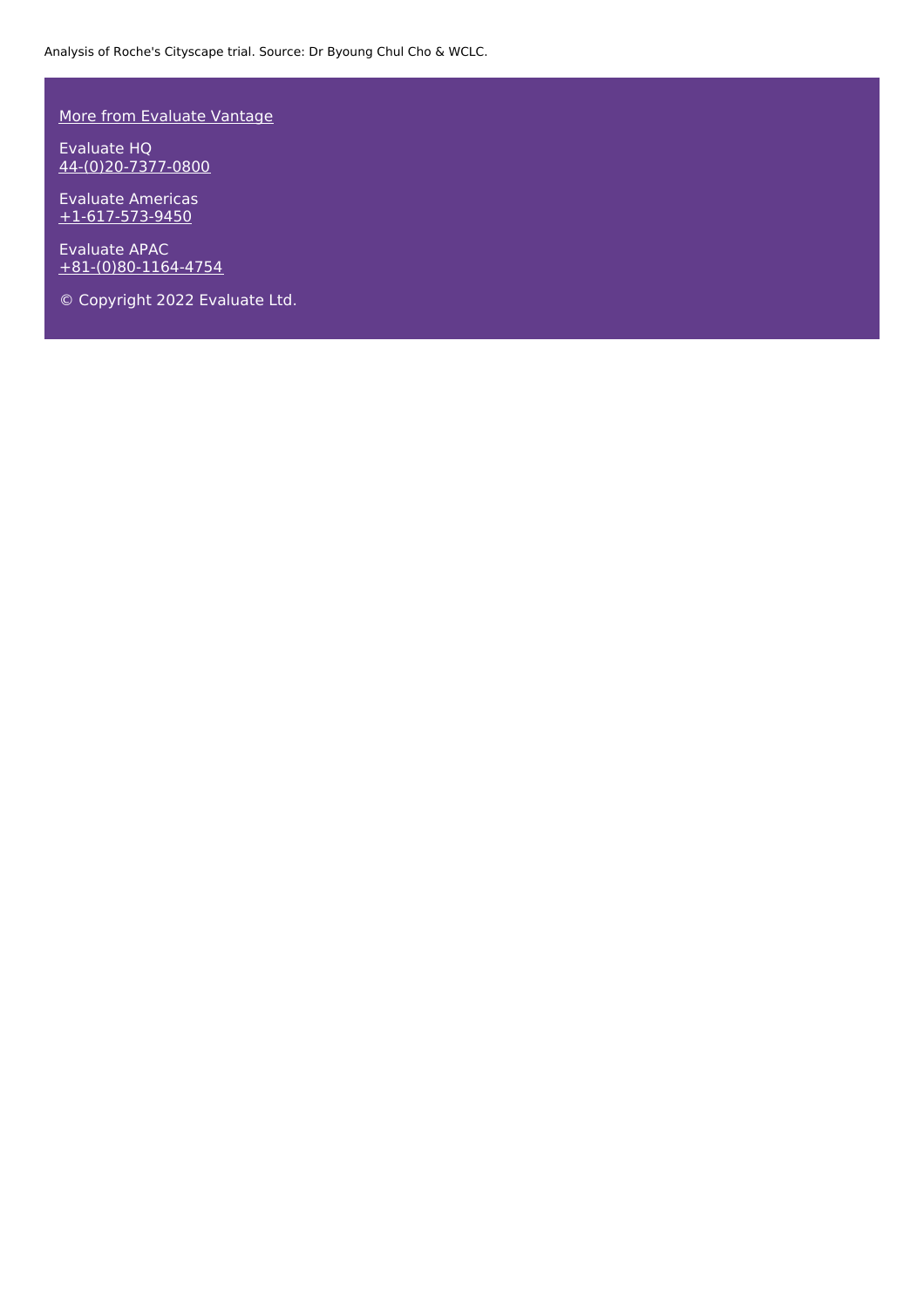Analysis of Roche's Cityscape trial. Source: Dr Byoung Chul Cho & WCLC.

More from Evaluate Vantage

Evaluate HQ
44-(0)20-7377-0800

Evaluate Americas
+1-617-573-9450

Evaluate APAC
+81-(0)80-1164-4754

© Copyright 2022 Evaluate Ltd.